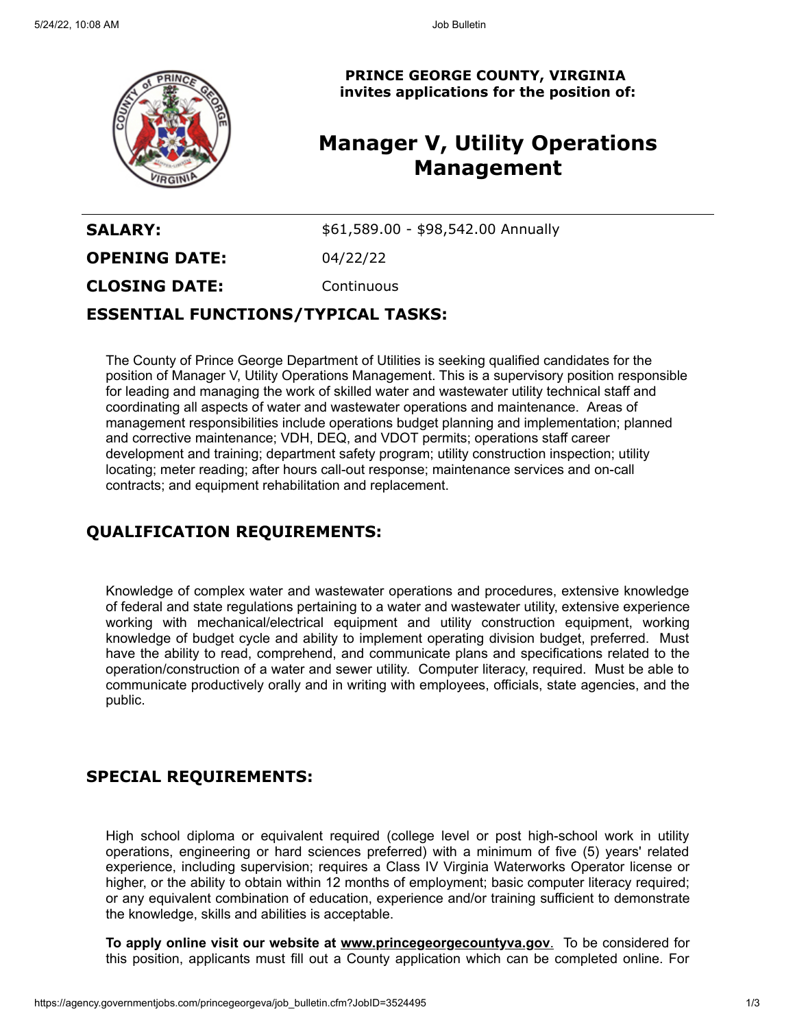**PRINCE GEORGE COUNTY, VIRGINIA**
**invites applications for the position of:**

# Manager V, Utility Operations Management

| | |
|---|---|
| **SALARY:** | $61,589.00 - $98,542.00 Annually |
| **OPENING DATE:** | 04/22/22 |
| **CLOSING DATE:** | Continuous |

## ESSENTIAL FUNCTIONS/TYPICAL TASKS:

The County of Prince George Department of Utilities is seeking qualified candidates for the position of Manager V, Utility Operations Management. This is a supervisory position responsible for leading and managing the work of skilled water and wastewater utility technical staff and coordinating all aspects of water and wastewater operations and maintenance. Areas of management responsibilities include operations budget planning and implementation; planned and corrective maintenance; VDH, DEQ, and VDOT permits; operations staff career development and training; department safety program; utility construction inspection; utility locating; meter reading; after hours call-out response; maintenance services and on-call contracts; and equipment rehabilitation and replacement.

## QUALIFICATION REQUIREMENTS:

Knowledge of complex water and wastewater operations and procedures, extensive knowledge of federal and state regulations pertaining to a water and wastewater utility, extensive experience working with mechanical/electrical equipment and utility construction equipment, working knowledge of budget cycle and ability to implement operating division budget, preferred. Must have the ability to read, comprehend, and communicate plans and specifications related to the operation/construction of a water and sewer utility. Computer literacy, required. Must be able to communicate productively orally and in writing with employees, officials, state agencies, and the public.

## SPECIAL REQUIREMENTS:

High school diploma or equivalent required (college level or post high-school work in utility operations, engineering or hard sciences preferred) with a minimum of five (5) years' related experience, including supervision; requires a Class IV Virginia Waterworks Operator license or higher, or the ability to obtain within 12 months of employment; basic computer literacy required; or any equivalent combination of education, experience and/or training sufficient to demonstrate the knowledge, skills and abilities is acceptable.

**To apply online visit our website at www.princegeorgecountyva.gov**. To be considered for this position, applicants must fill out a County application which can be completed online. For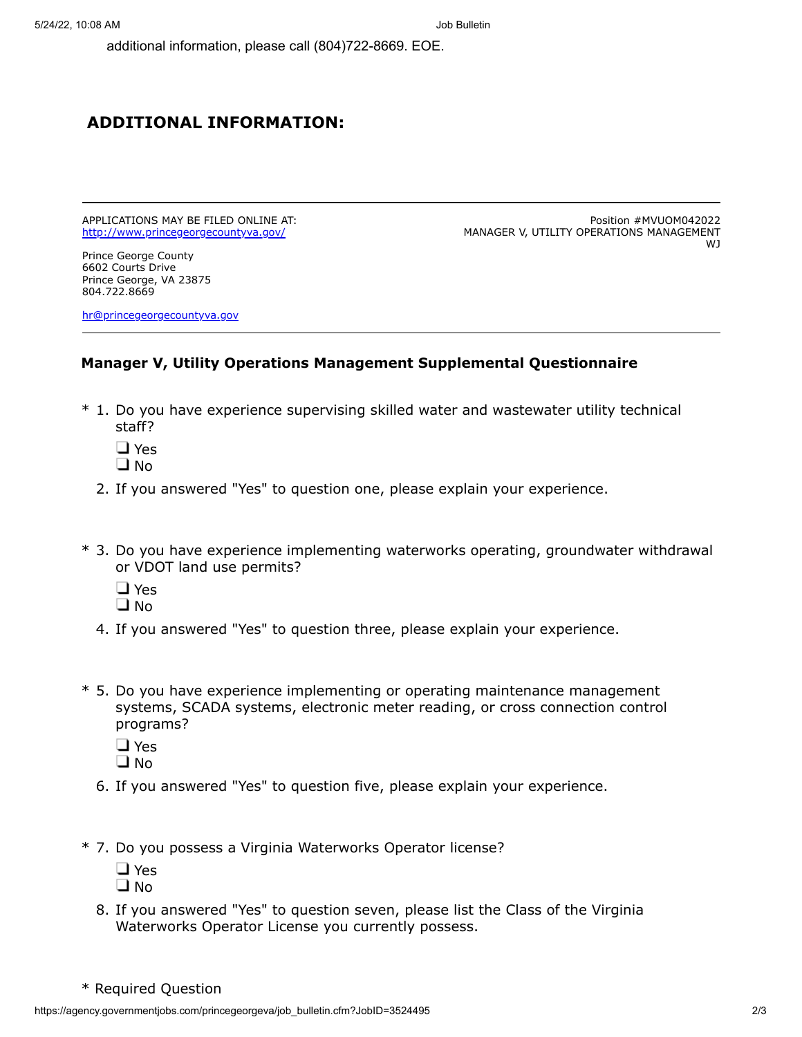additional information, please call (804)722-8669. EOE.

## ADDITIONAL INFORMATION:

---

APPLICATIONS MAY BE FILED ONLINE AT:
http://www.princegeorgecountyva.gov/

Prince George County
6602 Courts Drive
Prince George, VA 23875
804.722.8669

hr@princegeorgecountyva.gov

Position #MVUOM042022
MANAGER V, UTILITY OPERATIONS MANAGEMENT
WJ

---

### Manager V, Utility Operations Management Supplemental Questionnaire

\* 1. Do you have experience supervising skilled water and wastewater utility technical staff?

- ❑ Yes
- ❑ No

2. If you answered "Yes" to question one, please explain your experience.

\* 3. Do you have experience implementing waterworks operating, groundwater withdrawal or VDOT land use permits?

- ❑ Yes
- ❑ No

4. If you answered "Yes" to question three, please explain your experience.

\* 5. Do you have experience implementing or operating maintenance management systems, SCADA systems, electronic meter reading, or cross connection control programs?

- ❑ Yes
- ❑ No

6. If you answered "Yes" to question five, please explain your experience.

\* 7. Do you possess a Virginia Waterworks Operator license?

- ❑ Yes
- ❑ No

8. If you answered "Yes" to question seven, please list the Class of the Virginia Waterworks Operator License you currently possess.

\* Required Question